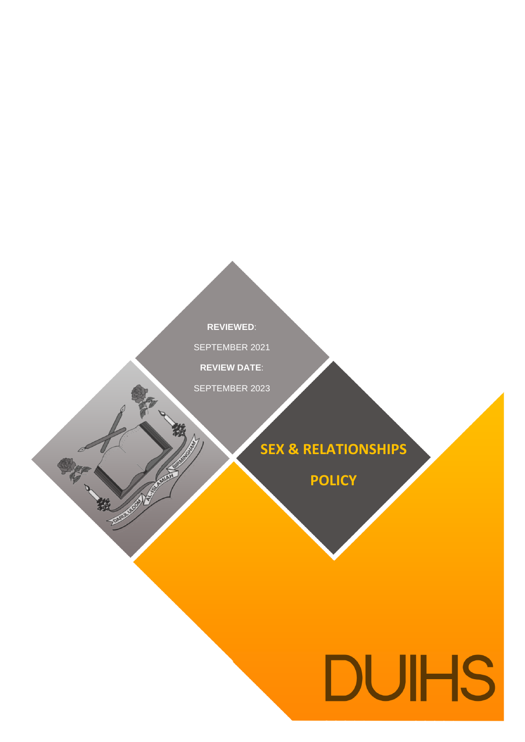**REVIEWED**:

SEPTEMBER 2021

**REVIEW DATE**:

SEPTEMBER 2023

# SEX & RELATIONSHIPS POLICY

DUIHS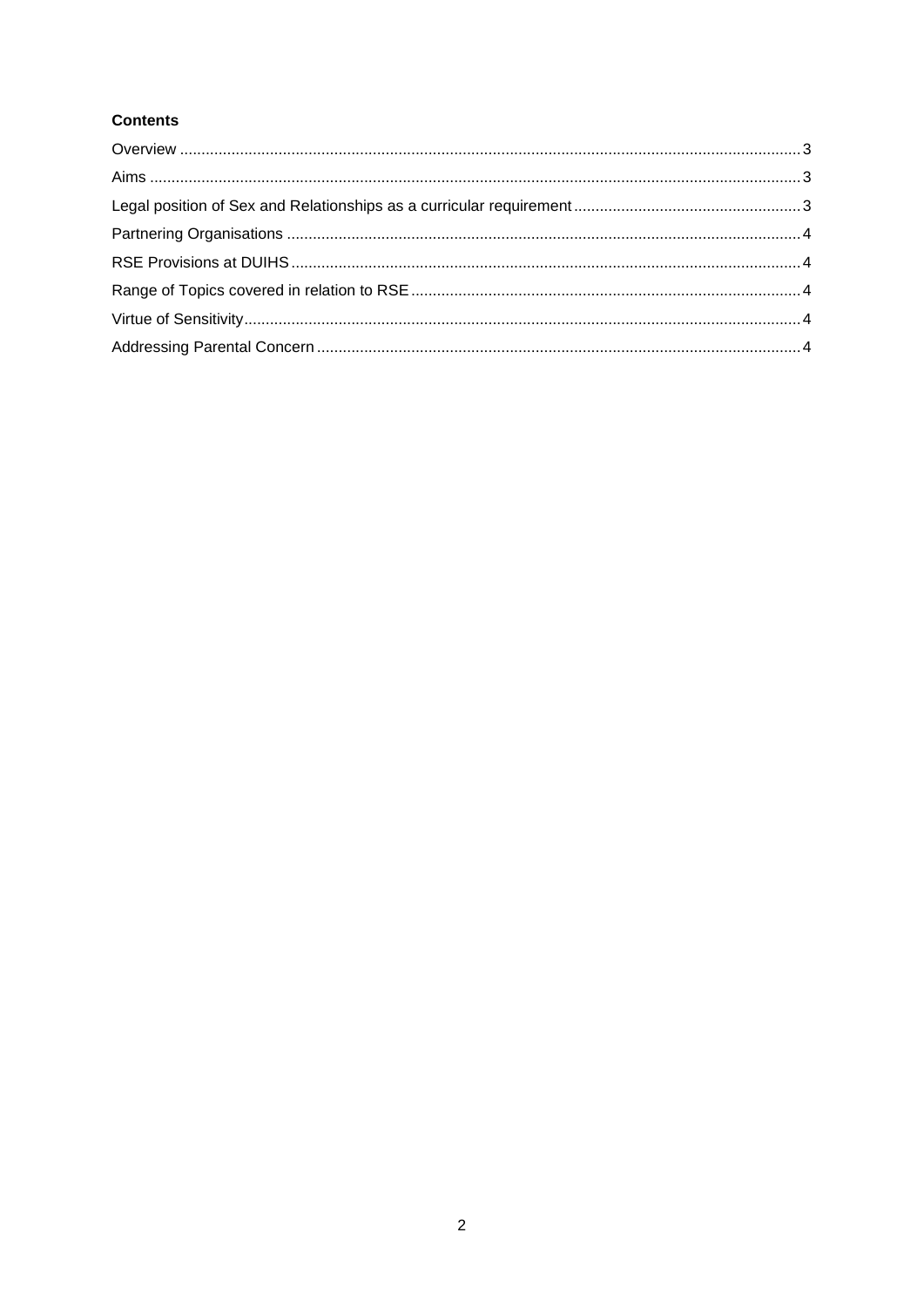**Contents**

Overview ............................................................................................................................................ 3

Aims ................................................................................................................................................... 3

Legal position of Sex and Relationships as a curricular requirement ........................................... 3

Partnering Organisations .................................................................................................................. 4

RSE Provisions at DUIHS .................................................................................................................. 4

Range of Topics covered in relation to RSE ..................................................................................... 4

Virtue of Sensitivity ........................................................................................................................... 4

Addressing Parental Concern ........................................................................................................... 4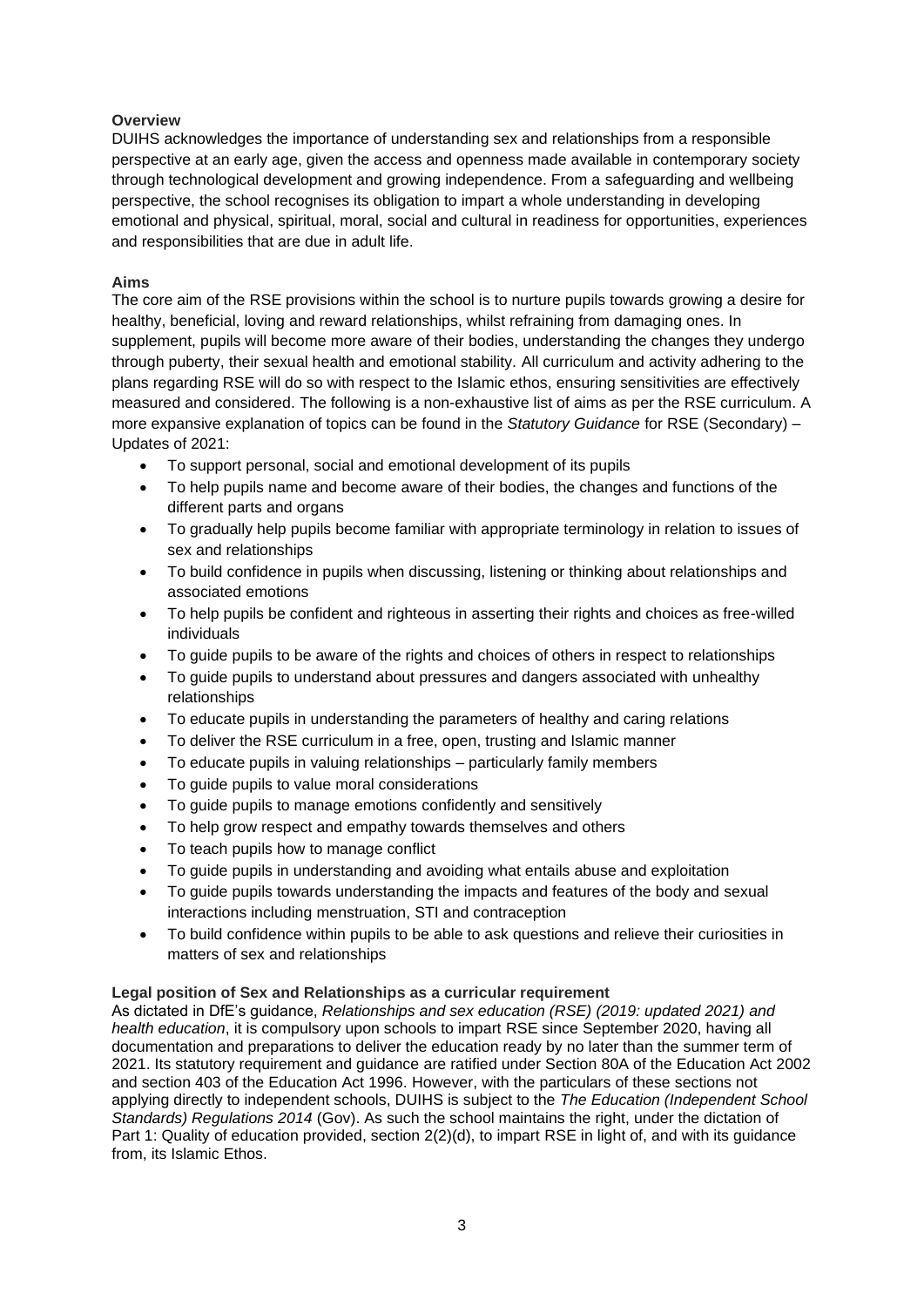**Overview**

DUIHS acknowledges the importance of understanding sex and relationships from a responsible perspective at an early age, given the access and openness made available in contemporary society through technological development and growing independence. From a safeguarding and wellbeing perspective, the school recognises its obligation to impart a whole understanding in developing emotional and physical, spiritual, moral, social and cultural in readiness for opportunities, experiences and responsibilities that are due in adult life.

**Aims**

The core aim of the RSE provisions within the school is to nurture pupils towards growing a desire for healthy, beneficial, loving and reward relationships, whilst refraining from damaging ones. In supplement, pupils will become more aware of their bodies, understanding the changes they undergo through puberty, their sexual health and emotional stability. All curriculum and activity adhering to the plans regarding RSE will do so with respect to the Islamic ethos, ensuring sensitivities are effectively measured and considered. The following is a non-exhaustive list of aims as per the RSE curriculum. A more expansive explanation of topics can be found in the *Statutory Guidance* for RSE (Secondary) – Updates of 2021:

- To support personal, social and emotional development of its pupils
- To help pupils name and become aware of their bodies, the changes and functions of the different parts and organs
- To gradually help pupils become familiar with appropriate terminology in relation to issues of sex and relationships
- To build confidence in pupils when discussing, listening or thinking about relationships and associated emotions
- To help pupils be confident and righteous in asserting their rights and choices as free-willed individuals
- To guide pupils to be aware of the rights and choices of others in respect to relationships
- To guide pupils to understand about pressures and dangers associated with unhealthy relationships
- To educate pupils in understanding the parameters of healthy and caring relations
- To deliver the RSE curriculum in a free, open, trusting and Islamic manner
- To educate pupils in valuing relationships – particularly family members
- To guide pupils to value moral considerations
- To guide pupils to manage emotions confidently and sensitively
- To help grow respect and empathy towards themselves and others
- To teach pupils how to manage conflict
- To guide pupils in understanding and avoiding what entails abuse and exploitation
- To guide pupils towards understanding the impacts and features of the body and sexual interactions including menstruation, STI and contraception
- To build confidence within pupils to be able to ask questions and relieve their curiosities in matters of sex and relationships

**Legal position of Sex and Relationships as a curricular requirement**

As dictated in DfE's guidance, *Relationships and sex education (RSE) (2019: updated 2021) and health education*, it is compulsory upon schools to impart RSE since September 2020, having all documentation and preparations to deliver the education ready by no later than the summer term of 2021. Its statutory requirement and guidance are ratified under Section 80A of the Education Act 2002 and section 403 of the Education Act 1996. However, with the particulars of these sections not applying directly to independent schools, DUIHS is subject to the *The Education (Independent School Standards) Regulations 2014* (Gov). As such the school maintains the right, under the dictation of Part 1: Quality of education provided, section 2(2)(d), to impart RSE in light of, and with its guidance from, its Islamic Ethos.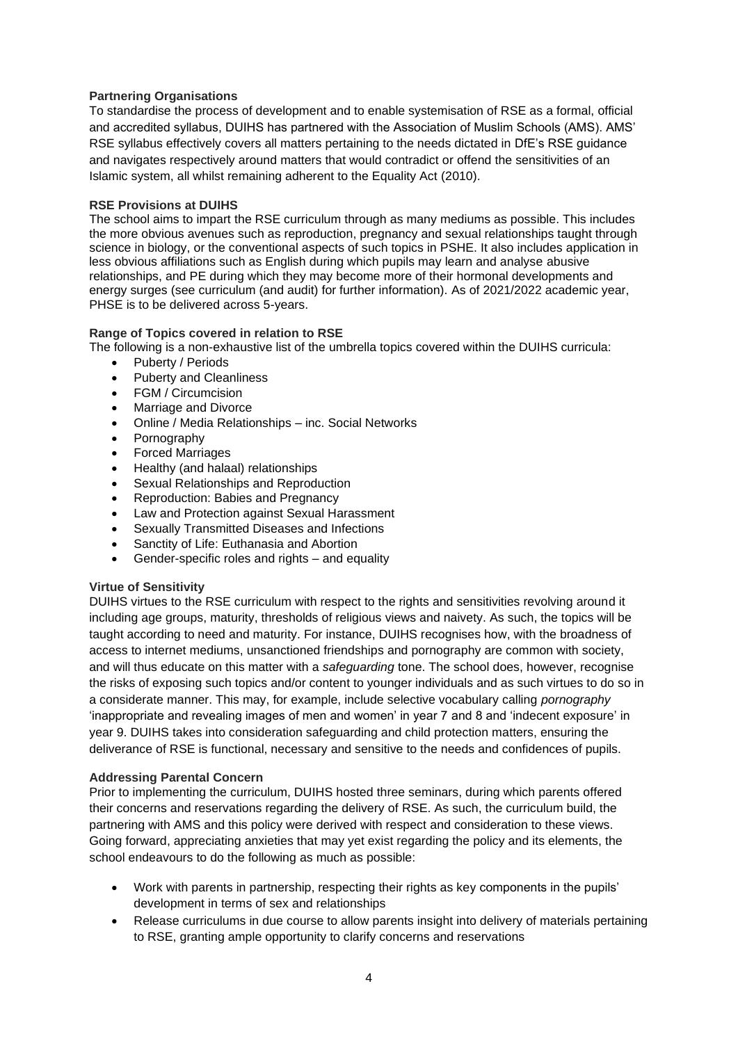**Partnering Organisations**

To standardise the process of development and to enable systemisation of RSE as a formal, official and accredited syllabus, DUIHS has partnered with the Association of Muslim Schools (AMS). AMS' RSE syllabus effectively covers all matters pertaining to the needs dictated in DfE's RSE guidance and navigates respectively around matters that would contradict or offend the sensitivities of an Islamic system, all whilst remaining adherent to the Equality Act (2010).

**RSE Provisions at DUIHS**

The school aims to impart the RSE curriculum through as many mediums as possible. This includes the more obvious avenues such as reproduction, pregnancy and sexual relationships taught through science in biology, or the conventional aspects of such topics in PSHE. It also includes application in less obvious affiliations such as English during which pupils may learn and analyse abusive relationships, and PE during which they may become more of their hormonal developments and energy surges (see curriculum (and audit) for further information). As of 2021/2022 academic year, PHSE is to be delivered across 5-years.

**Range of Topics covered in relation to RSE**

The following is a non-exhaustive list of the umbrella topics covered within the DUIHS curricula:

- Puberty / Periods
- Puberty and Cleanliness
- FGM / Circumcision
- Marriage and Divorce
- Online / Media Relationships – inc. Social Networks
- Pornography
- Forced Marriages
- Healthy (and halaal) relationships
- Sexual Relationships and Reproduction
- Reproduction: Babies and Pregnancy
- Law and Protection against Sexual Harassment
- Sexually Transmitted Diseases and Infections
- Sanctity of Life: Euthanasia and Abortion
- Gender-specific roles and rights – and equality

**Virtue of Sensitivity**

DUIHS virtues to the RSE curriculum with respect to the rights and sensitivities revolving around it including age groups, maturity, thresholds of religious views and naivety. As such, the topics will be taught according to need and maturity. For instance, DUIHS recognises how, with the broadness of access to internet mediums, unsanctioned friendships and pornography are common with society, and will thus educate on this matter with a *safeguarding* tone. The school does, however, recognise the risks of exposing such topics and/or content to younger individuals and as such virtues to do so in a considerate manner. This may, for example, include selective vocabulary calling *pornography* 'inappropriate and revealing images of men and women' in year 7 and 8 and 'indecent exposure' in year 9. DUIHS takes into consideration safeguarding and child protection matters, ensuring the deliverance of RSE is functional, necessary and sensitive to the needs and confidences of pupils.

**Addressing Parental Concern**

Prior to implementing the curriculum, DUIHS hosted three seminars, during which parents offered their concerns and reservations regarding the delivery of RSE. As such, the curriculum build, the partnering with AMS and this policy were derived with respect and consideration to these views. Going forward, appreciating anxieties that may yet exist regarding the policy and its elements, the school endeavours to do the following as much as possible:

- Work with parents in partnership, respecting their rights as key components in the pupils' development in terms of sex and relationships
- Release curriculums in due course to allow parents insight into delivery of materials pertaining to RSE, granting ample opportunity to clarify concerns and reservations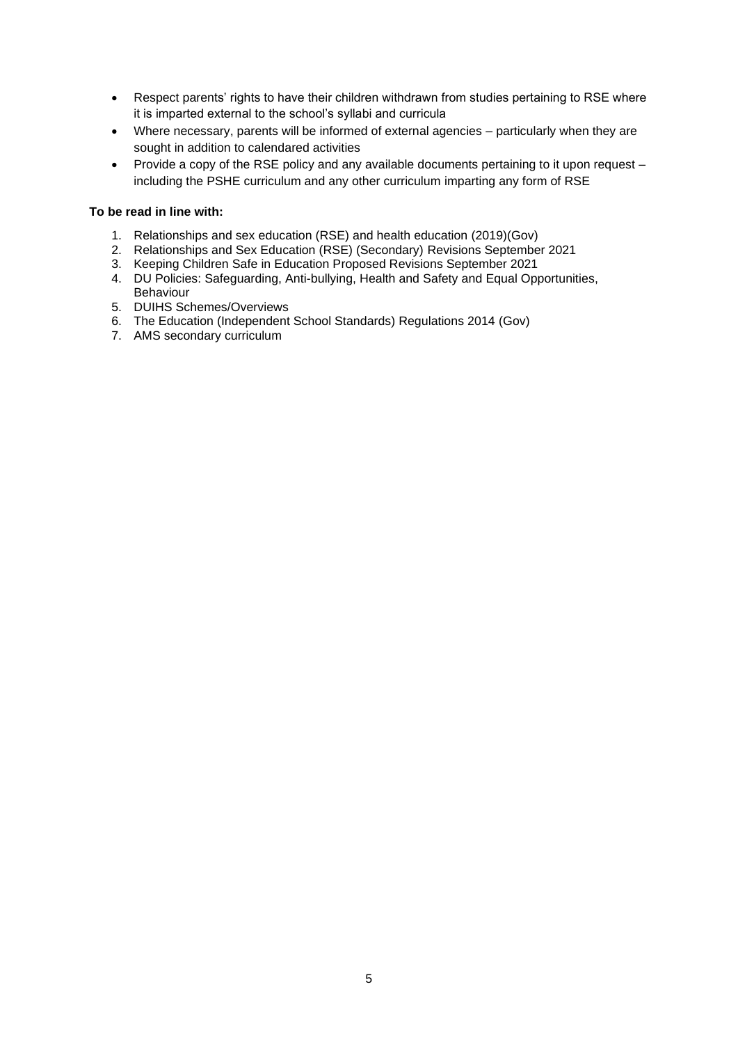- Respect parents' rights to have their children withdrawn from studies pertaining to RSE where it is imparted external to the school's syllabi and curricula
- Where necessary, parents will be informed of external agencies – particularly when they are sought in addition to calendared activities
- Provide a copy of the RSE policy and any available documents pertaining to it upon request – including the PSHE curriculum and any other curriculum imparting any form of RSE

**To be read in line with:**

1. Relationships and sex education (RSE) and health education (2019)(Gov)
2. Relationships and Sex Education (RSE) (Secondary) Revisions September 2021
3. Keeping Children Safe in Education Proposed Revisions September 2021
4. DU Policies: Safeguarding, Anti-bullying, Health and Safety and Equal Opportunities, Behaviour
5. DUIHS Schemes/Overviews
6. The Education (Independent School Standards) Regulations 2014 (Gov)
7. AMS secondary curriculum